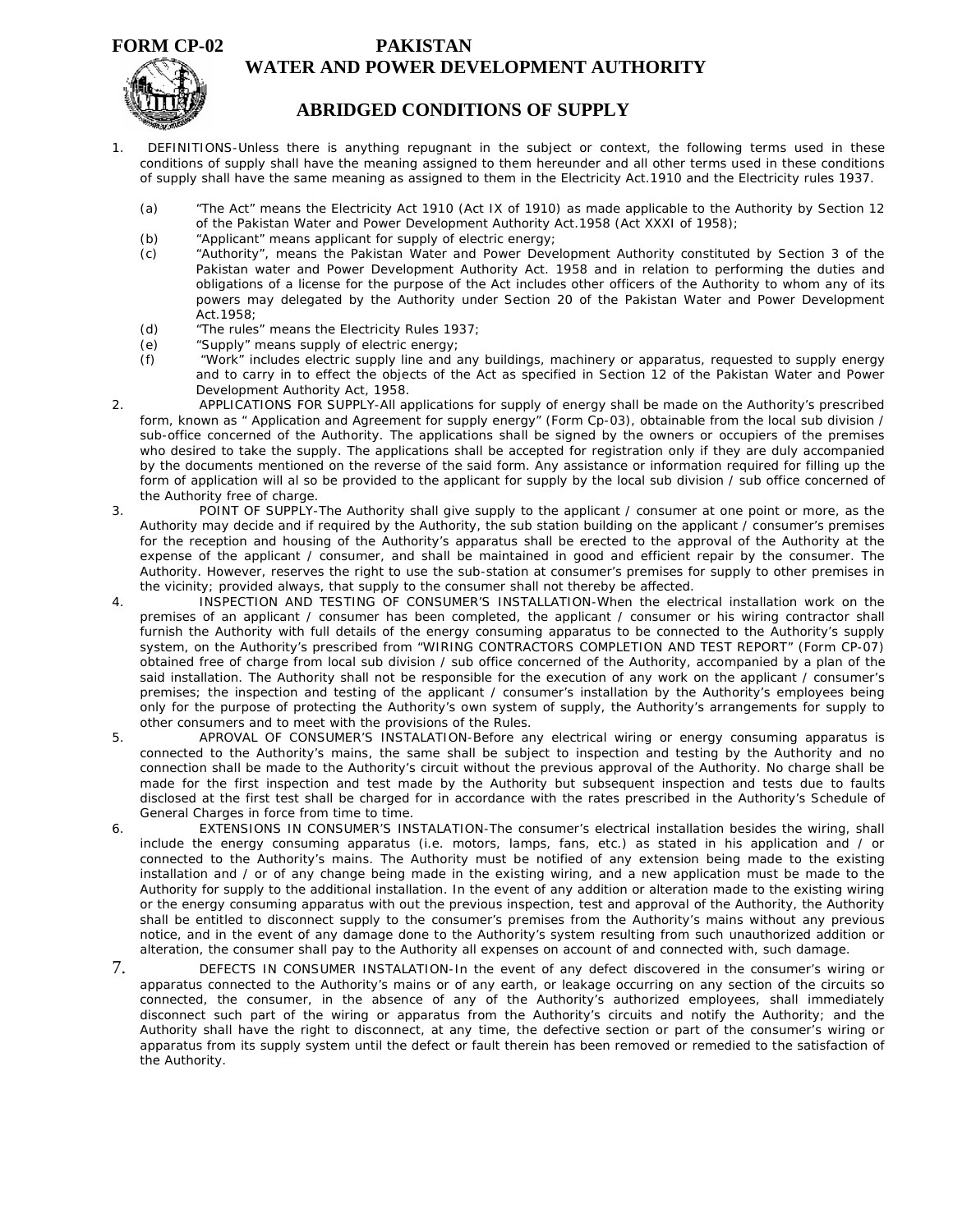**FORM CP-02**

# PAKISTAN
# WATER AND POWER DEVELOPMENT AUTHORITY

## ABRIDGED CONDITIONS OF SUPPLY

1. DEFINITIONS-Unless there is anything repugnant in the subject or context, the following terms used in these conditions of supply shall have the meaning assigned to them hereunder and all other terms used in these conditions of supply shall have the same meaning as assigned to them in the Electricity Act.1910 and the Electricity rules 1937.

   (a) "The Act" means the Electricity Act 1910 (Act IX of 1910) as made applicable to the Authority by Section 12 of the Pakistan Water and Power Development Authority Act.1958 (Act XXXI of 1958);

   (b) "Applicant" means applicant for supply of electric energy;

   (c) "Authority", means the Pakistan Water and Power Development Authority constituted by Section 3 of the Pakistan water and Power Development Authority Act. 1958 and in relation to performing the duties and obligations of a license for the purpose of the Act includes other officers of the Authority to whom any of its powers may delegated by the Authority under Section 20 of the Pakistan Water and Power Development Act.1958;

   (d) "The rules" means the Electricity Rules 1937;

   (e) "Supply" means supply of electric energy;

   (f) "Work" includes electric supply line and any buildings, machinery or apparatus, requested to supply energy and to carry in to effect the objects of the Act as specified in Section 12 of the Pakistan Water and Power Development Authority Act, 1958.

2. APPLICATIONS FOR SUPPLY-All applications for supply of energy shall be made on the Authority's prescribed form, known as " Application and Agreement for supply energy" (Form Cp-03), obtainable from the local sub division / sub-office concerned of the Authority. The applications shall be signed by the owners or occupiers of the premises who desired to take the supply. The applications shall be accepted for registration only if they are duly accompanied by the documents mentioned on the reverse of the said form. Any assistance or information required for filling up the form of application will al so be provided to the applicant for supply by the local sub division / sub office concerned of the Authority free of charge.

3. POINT OF SUPPLY-The Authority shall give supply to the applicant / consumer at one point or more, as the Authority may decide and if required by the Authority, the sub station building on the applicant / consumer's premises for the reception and housing of the Authority's apparatus shall be erected to the approval of the Authority at the expense of the applicant / consumer, and shall be maintained in good and efficient repair by the consumer. The Authority. However, reserves the right to use the sub-station at consumer's premises for supply to other premises in the vicinity; provided always, that supply to the consumer shall not thereby be affected.

4. INSPECTION AND TESTING OF CONSUMER'S INSTALLATION-When the electrical installation work on the premises of an applicant / consumer has been completed, the applicant / consumer or his wiring contractor shall furnish the Authority with full details of the energy consuming apparatus to be connected to the Authority's supply system, on the Authority's prescribed from "WIRING CONTRACTORS COMPLETION AND TEST REPORT" (Form CP-07) obtained free of charge from local sub division / sub office concerned of the Authority, accompanied by a plan of the said installation. The Authority shall not be responsible for the execution of any work on the applicant / consumer's premises; the inspection and testing of the applicant / consumer's installation by the Authority's employees being only for the purpose of protecting the Authority's own system of supply, the Authority's arrangements for supply to other consumers and to meet with the provisions of the Rules.

5. APROVAL OF CONSUMER'S INSTALATION-Before any electrical wiring or energy consuming apparatus is connected to the Authority's mains, the same shall be subject to inspection and testing by the Authority and no connection shall be made to the Authority's circuit without the previous approval of the Authority. No charge shall be made for the first inspection and test made by the Authority but subsequent inspection and tests due to faults disclosed at the first test shall be charged for in accordance with the rates prescribed in the Authority's Schedule of General Charges in force from time to time.

6. EXTENSIONS IN CONSUMER'S INSTALATION-The consumer's electrical installation besides the wiring, shall include the energy consuming apparatus (i.e. motors, lamps, fans, etc.) as stated in his application and / or connected to the Authority's mains. The Authority must be notified of any extension being made to the existing installation and / or of any change being made in the existing wiring, and a new application must be made to the Authority for supply to the additional installation. In the event of any addition or alteration made to the existing wiring or the energy consuming apparatus with out the previous inspection, test and approval of the Authority, the Authority shall be entitled to disconnect supply to the consumer's premises from the Authority's mains without any previous notice, and in the event of any damage done to the Authority's system resulting from such unauthorized addition or alteration, the consumer shall pay to the Authority all expenses on account of and connected with, such damage.

7. DEFECTS IN CONSUMER INSTALATION-In the event of any defect discovered in the consumer's wiring or apparatus connected to the Authority's mains or of any earth, or leakage occurring on any section of the circuits so connected, the consumer, in the absence of any of the Authority's authorized employees, shall immediately disconnect such part of the wiring or apparatus from the Authority's circuits and notify the Authority; and the Authority shall have the right to disconnect, at any time, the defective section or part of the consumer's wiring or apparatus from its supply system until the defect or fault therein has been removed or remedied to the satisfaction of the Authority.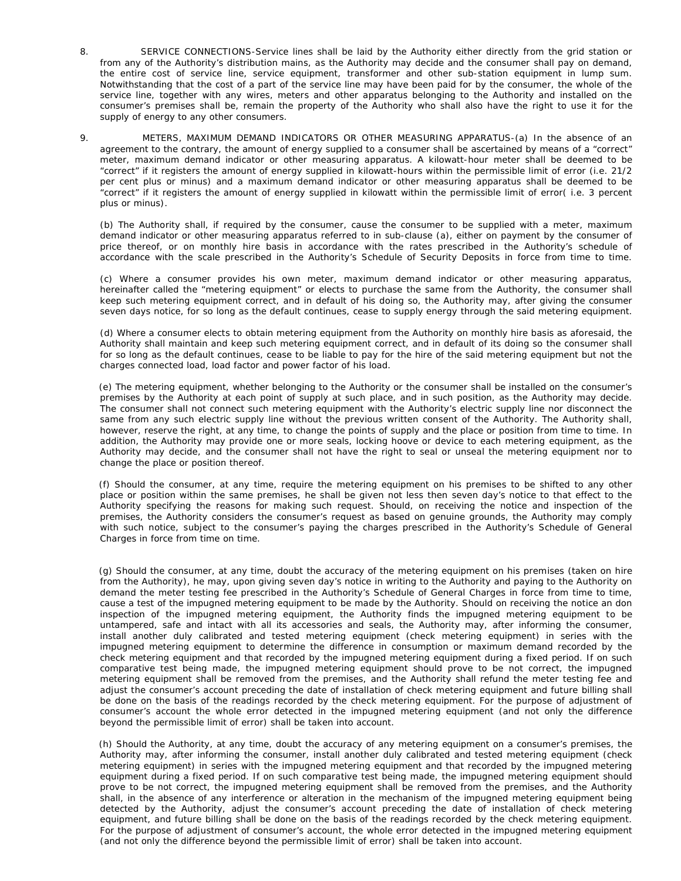8. SERVICE CONNECTIONS-Service lines shall be laid by the Authority either directly from the grid station or from any of the Authority's distribution mains, as the Authority may decide and the consumer shall pay on demand, the entire cost of service line, service equipment, transformer and other sub-station equipment in lump sum. Notwithstanding that the cost of a part of the service line may have been paid for by the consumer, the whole of the service line, together with any wires, meters and other apparatus belonging to the Authority and installed on the consumer's premises shall be, remain the property of the Authority who shall also have the right to use it for the supply of energy to any other consumers.

9. METERS, MAXIMUM DEMAND INDICATORS OR OTHER MEASURING APPARATUS-(a) In the absence of an agreement to the contrary, the amount of energy supplied to a consumer shall be ascertained by means of a "correct" meter, maximum demand indicator or other measuring apparatus. A kilowatt-hour meter shall be deemed to be "correct" if it registers the amount of energy supplied in kilowatt-hours within the permissible limit of error (i.e. 21/2 per cent plus or minus) and a maximum demand indicator or other measuring apparatus shall be deemed to be "correct" if it registers the amount of energy supplied in kilowatt within the permissible limit of error( i.e. 3 percent plus or minus).

(b) The Authority shall, if required by the consumer, cause the consumer to be supplied with a meter, maximum demand indicator or other measuring apparatus referred to in sub-clause (a), either on payment by the consumer of price thereof, or on monthly hire basis in accordance with the rates prescribed in the Authority's schedule of accordance with the scale prescribed in the Authority's Schedule of Security Deposits in force from time to time.

(c) Where a consumer provides his own meter, maximum demand indicator or other measuring apparatus, hereinafter called the "metering equipment" or elects to purchase the same from the Authority, the consumer shall keep such metering equipment correct, and in default of his doing so, the Authority may, after giving the consumer seven days notice, for so long as the default continues, cease to supply energy through the said metering equipment.

(d) Where a consumer elects to obtain metering equipment from the Authority on monthly hire basis as aforesaid, the Authority shall maintain and keep such metering equipment correct, and in default of its doing so the consumer shall for so long as the default continues, cease to be liable to pay for the hire of the said metering equipment but not the charges connected load, load factor and power factor of his load.

(e) The metering equipment, whether belonging to the Authority or the consumer shall be installed on the consumer's premises by the Authority at each point of supply at such place, and in such position, as the Authority may decide. The consumer shall not connect such metering equipment with the Authority's electric supply line nor disconnect the same from any such electric supply line without the previous written consent of the Authority. The Authority shall, however, reserve the right, at any time, to change the points of supply and the place or position from time to time. In addition, the Authority may provide one or more seals, locking hoove or device to each metering equipment, as the Authority may decide, and the consumer shall not have the right to seal or unseal the metering equipment nor to change the place or position thereof.

(f) Should the consumer, at any time, require the metering equipment on his premises to be shifted to any other place or position within the same premises, he shall be given not less then seven day's notice to that effect to the Authority specifying the reasons for making such request. Should, on receiving the notice and inspection of the premises, the Authority considers the consumer's request as based on genuine grounds, the Authority may comply with such notice, subject to the consumer's paying the charges prescribed in the Authority's Schedule of General Charges in force from time on time.

(g) Should the consumer, at any time, doubt the accuracy of the metering equipment on his premises (taken on hire from the Authority), he may, upon giving seven day's notice in writing to the Authority and paying to the Authority on demand the meter testing fee prescribed in the Authority's Schedule of General Charges in force from time to time, cause a test of the impugned metering equipment to be made by the Authority. Should on receiving the notice an don inspection of the impugned metering equipment, the Authority finds the impugned metering equipment to be untampered, safe and intact with all its accessories and seals, the Authority may, after informing the consumer, install another duly calibrated and tested metering equipment (check metering equipment) in series with the impugned metering equipment to determine the difference in consumption or maximum demand recorded by the check metering equipment and that recorded by the impugned metering equipment during a fixed period. If on such comparative test being made, the impugned metering equipment should prove to be not correct, the impugned metering equipment shall be removed from the premises, and the Authority shall refund the meter testing fee and adjust the consumer's account preceding the date of installation of check metering equipment and future billing shall be done on the basis of the readings recorded by the check metering equipment. For the purpose of adjustment of consumer's account the whole error detected in the impugned metering equipment (and not only the difference beyond the permissible limit of error) shall be taken into account.

(h) Should the Authority, at any time, doubt the accuracy of any metering equipment on a consumer's premises, the Authority may, after informing the consumer, install another duly calibrated and tested metering equipment (check metering equipment) in series with the impugned metering equipment and that recorded by the impugned metering equipment during a fixed period. If on such comparative test being made, the impugned metering equipment should prove to be not correct, the impugned metering equipment shall be removed from the premises, and the Authority shall, in the absence of any interference or alteration in the mechanism of the impugned metering equipment being detected by the Authority, adjust the consumer's account preceding the date of installation of check metering equipment, and future billing shall be done on the basis of the readings recorded by the check metering equipment. For the purpose of adjustment of consumer's account, the whole error detected in the impugned metering equipment (and not only the difference beyond the permissible limit of error) shall be taken into account.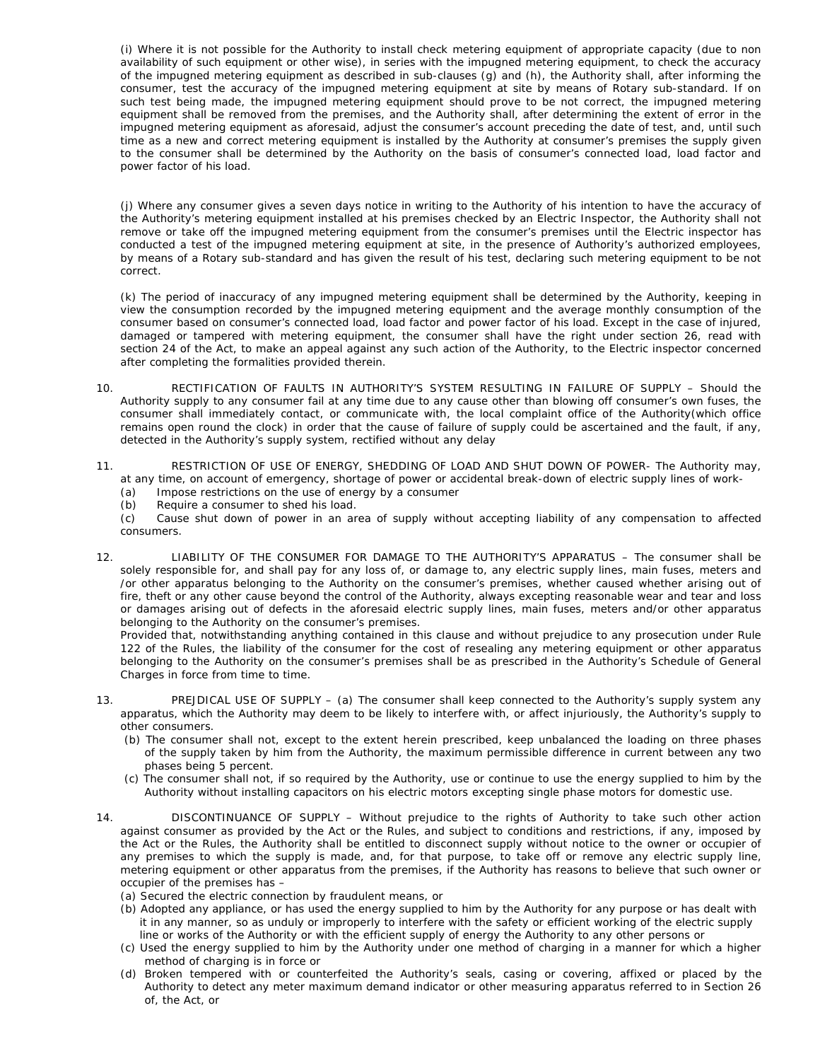(i) Where it is not possible for the Authority to install check metering equipment of appropriate capacity (due to non availability of such equipment or other wise), in series with the impugned metering equipment, to check the accuracy of the impugned metering equipment as described in sub-clauses (g) and (h), the Authority shall, after informing the consumer, test the accuracy of the impugned metering equipment at site by means of Rotary sub-standard. If on such test being made, the impugned metering equipment should prove to be not correct, the impugned metering equipment shall be removed from the premises, and the Authority shall, after determining the extent of error in the impugned metering equipment as aforesaid, adjust the consumer's account preceding the date of test, and, until such time as a new and correct metering equipment is installed by the Authority at consumer's premises the supply given to the consumer shall be determined by the Authority on the basis of consumer's connected load, load factor and power factor of his load.

(j) Where any consumer gives a seven days notice in writing to the Authority of his intention to have the accuracy of the Authority's metering equipment installed at his premises checked by an Electric Inspector, the Authority shall not remove or take off the impugned metering equipment from the consumer's premises until the Electric inspector has conducted a test of the impugned metering equipment at site, in the presence of Authority's authorized employees, by means of a Rotary sub-standard and has given the result of his test, declaring such metering equipment to be not correct.

(k) The period of inaccuracy of any impugned metering equipment shall be determined by the Authority, keeping in view the consumption recorded by the impugned metering equipment and the average monthly consumption of the consumer based on consumer's connected load, load factor and power factor of his load. Except in the case of injured, damaged or tampered with metering equipment, the consumer shall have the right under section 26, read with section 24 of the Act, to make an appeal against any such action of the Authority, to the Electric inspector concerned after completing the formalities provided therein.

10. RECTIFICATION OF FAULTS IN AUTHORITY'S SYSTEM RESULTING IN FAILURE OF SUPPLY – Should the Authority supply to any consumer fail at any time due to any cause other than blowing off consumer's own fuses, the consumer shall immediately contact, or communicate with, the local complaint office of the Authority(which office remains open round the clock) in order that the cause of failure of supply could be ascertained and the fault, if any, detected in the Authority's supply system, rectified without any delay

11. RESTRICTION OF USE OF ENERGY, SHEDDING OF LOAD AND SHUT DOWN OF POWER- The Authority may, at any time, on account of emergency, shortage of power or accidental break-down of electric supply lines of work-
    (a) Impose restrictions on the use of energy by a consumer
    (b) Require a consumer to shed his load.
    (c) Cause shut down of power in an area of supply without accepting liability of any compensation to affected consumers.

12. LIABILITY OF THE CONSUMER FOR DAMAGE TO THE AUTHORITY'S APPARATUS – The consumer shall be solely responsible for, and shall pay for any loss of, or damage to, any electric supply lines, main fuses, meters and /or other apparatus belonging to the Authority on the consumer's premises, whether caused whether arising out of fire, theft or any other cause beyond the control of the Authority, always excepting reasonable wear and tear and loss or damages arising out of defects in the aforesaid electric supply lines, main fuses, meters and/or other apparatus belonging to the Authority on the consumer's premises.
    Provided that, notwithstanding anything contained in this clause and without prejudice to any prosecution under Rule 122 of the Rules, the liability of the consumer for the cost of resealing any metering equipment or other apparatus belonging to the Authority on the consumer's premises shall be as prescribed in the Authority's Schedule of General Charges in force from time to time.

13. PREJDICAL USE OF SUPPLY – (a) The consumer shall keep connected to the Authority's supply system any apparatus, which the Authority may deem to be likely to interfere with, or affect injuriously, the Authority's supply to other consumers.
    (b) The consumer shall not, except to the extent herein prescribed, keep unbalanced the loading on three phases of the supply taken by him from the Authority, the maximum permissible difference in current between any two phases being 5 percent.
    (c) The consumer shall not, if so required by the Authority, use or continue to use the energy supplied to him by the Authority without installing capacitors on his electric motors excepting single phase motors for domestic use.

14. DISCONTINUANCE OF SUPPLY – Without prejudice to the rights of Authority to take such other action against consumer as provided by the Act or the Rules, and subject to conditions and restrictions, if any, imposed by the Act or the Rules, the Authority shall be entitled to disconnect supply without notice to the owner or occupier of any premises to which the supply is made, and, for that purpose, to take off or remove any electric supply line, metering equipment or other apparatus from the premises, if the Authority has reasons to believe that such owner or occupier of the premises has –
    (a) Secured the electric connection by fraudulent means, or
    (b) Adopted any appliance, or has used the energy supplied to him by the Authority for any purpose or has dealt with it in any manner, so as unduly or improperly to interfere with the safety or efficient working of the electric supply line or works of the Authority or with the efficient supply of energy the Authority to any other persons or
    (c) Used the energy supplied to him by the Authority under one method of charging in a manner for which a higher method of charging is in force or
    (d) Broken tempered with or counterfeited the Authority's seals, casing or covering, affixed or placed by the Authority to detect any meter maximum demand indicator or other measuring apparatus referred to in Section 26 of, the Act, or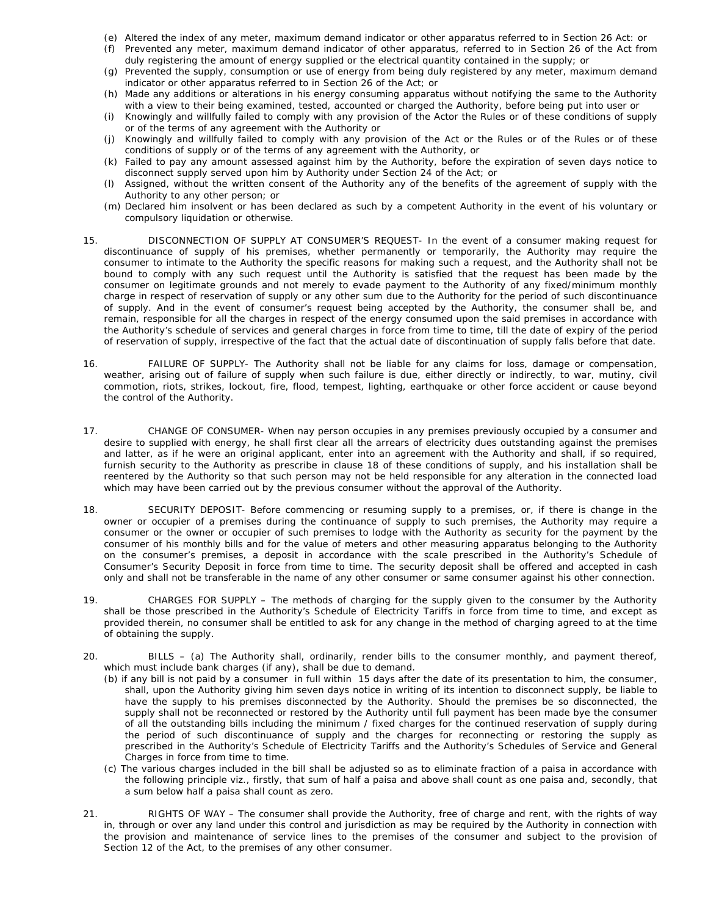(e) Altered the index of any meter, maximum demand indicator or other apparatus referred to in Section 26 Act: or
(f) Prevented any meter, maximum demand indicator of other apparatus, referred to in Section 26 of the Act from duly registering the amount of energy supplied or the electrical quantity contained in the supply; or
(g) Prevented the supply, consumption or use of energy from being duly registered by any meter, maximum demand indicator or other apparatus referred to in Section 26 of the Act; or
(h) Made any additions or alterations in his energy consuming apparatus without notifying the same to the Authority with a view to their being examined, tested, accounted or charged the Authority, before being put into user or
(i) Knowingly and willfully failed to comply with any provision of the Actor the Rules or of these conditions of supply or of the terms of any agreement with the Authority or
(j) Knowingly and willfully failed to comply with any provision of the Act or the Rules or of the Rules or of these conditions of supply or of the terms of any agreement with the Authority, or
(k) Failed to pay any amount assessed against him by the Authority, before the expiration of seven days notice to disconnect supply served upon him by Authority under Section 24 of the Act; or
(l) Assigned, without the written consent of the Authority any of the benefits of the agreement of supply with the Authority to any other person; or
(m) Declared him insolvent or has been declared as such by a competent Authority in the event of his voluntary or compulsory liquidation or otherwise.

15. DISCONNECTION OF SUPPLY AT CONSUMER'S REQUEST- In the event of a consumer making request for discontinuance of supply of his premises, whether permanently or temporarily, the Authority may require the consumer to intimate to the Authority the specific reasons for making such a request, and the Authority shall not be bound to comply with any such request until the Authority is satisfied that the request has been made by the consumer on legitimate grounds and not merely to evade payment to the Authority of any fixed/minimum monthly charge in respect of reservation of supply or any other sum due to the Authority for the period of such discontinuance of supply. And in the event of consumer's request being accepted by the Authority, the consumer shall be, and remain, responsible for all the charges in respect of the energy consumed upon the said premises in accordance with the Authority's schedule of services and general charges in force from time to time, till the date of expiry of the period of reservation of supply, irrespective of the fact that the actual date of discontinuation of supply falls before that date.

16. FAILURE OF SUPPLY- The Authority shall not be liable for any claims for loss, damage or compensation, weather, arising out of failure of supply when such failure is due, either directly or indirectly, to war, mutiny, civil commotion, riots, strikes, lockout, fire, flood, tempest, lighting, earthquake or other force accident or cause beyond the control of the Authority.

17. CHANGE OF CONSUMER- When nay person occupies in any premises previously occupied by a consumer and desire to supplied with energy, he shall first clear all the arrears of electricity dues outstanding against the premises and latter, as if he were an original applicant, enter into an agreement with the Authority and shall, if so required, furnish security to the Authority as prescribe in clause 18 of these conditions of supply, and his installation shall be reentered by the Authority so that such person may not be held responsible for any alteration in the connected load which may have been carried out by the previous consumer without the approval of the Authority.

18. SECURITY DEPOSIT- Before commencing or resuming supply to a premises, or, if there is change in the owner or occupier of a premises during the continuance of supply to such premises, the Authority may require a consumer or the owner or occupier of such premises to lodge with the Authority as security for the payment by the consumer of his monthly bills and for the value of meters and other measuring apparatus belonging to the Authority on the consumer's premises, a deposit in accordance with the scale prescribed in the Authority's Schedule of Consumer's Security Deposit in force from time to time. The security deposit shall be offered and accepted in cash only and shall not be transferable in the name of any other consumer or same consumer against his other connection.

19. CHARGES FOR SUPPLY – The methods of charging for the supply given to the consumer by the Authority shall be those prescribed in the Authority's Schedule of Electricity Tariffs in force from time to time, and except as provided therein, no consumer shall be entitled to ask for any change in the method of charging agreed to at the time of obtaining the supply.

20. BILLS – (a) The Authority shall, ordinarily, render bills to the consumer monthly, and payment thereof, which must include bank charges (if any), shall be due to demand.
(b) if any bill is not paid by a consumer in full within 15 days after the date of its presentation to him, the consumer, shall, upon the Authority giving him seven days notice in writing of its intention to disconnect supply, be liable to have the supply to his premises disconnected by the Authority. Should the premises be so disconnected, the supply shall not be reconnected or restored by the Authority until full payment has been made bye the consumer of all the outstanding bills including the minimum / fixed charges for the continued reservation of supply during the period of such discontinuance of supply and the charges for reconnecting or restoring the supply as prescribed in the Authority's Schedule of Electricity Tariffs and the Authority's Schedules of Service and General Charges in force from time to time.
(c) The various charges included in the bill shall be adjusted so as to eliminate fraction of a paisa in accordance with the following principle viz., firstly, that sum of half a paisa and above shall count as one paisa and, secondly, that a sum below half a paisa shall count as zero.

21. RIGHTS OF WAY – The consumer shall provide the Authority, free of charge and rent, with the rights of way in, through or over any land under this control and jurisdiction as may be required by the Authority in connection with the provision and maintenance of service lines to the premises of the consumer and subject to the provision of Section 12 of the Act, to the premises of any other consumer.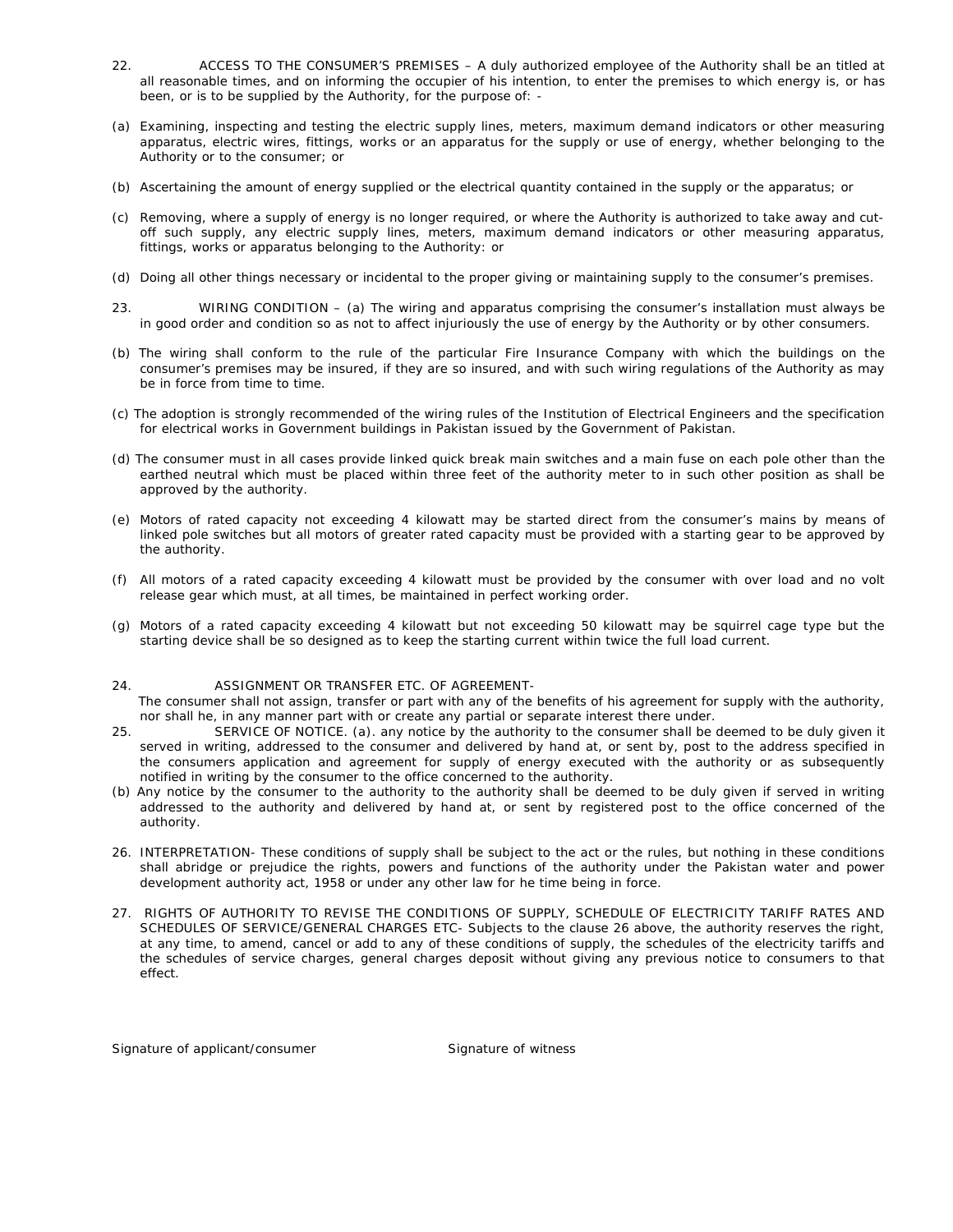22. ACCESS TO THE CONSUMER'S PREMISES – A duly authorized employee of the Authority shall be an titled at all reasonable times, and on informing the occupier of his intention, to enter the premises to which energy is, or has been, or is to be supplied by the Authority, for the purpose of: -

(a) Examining, inspecting and testing the electric supply lines, meters, maximum demand indicators or other measuring apparatus, electric wires, fittings, works or an apparatus for the supply or use of energy, whether belonging to the Authority or to the consumer; or

(b) Ascertaining the amount of energy supplied or the electrical quantity contained in the supply or the apparatus; or

(c) Removing, where a supply of energy is no longer required, or where the Authority is authorized to take away and cut-off such supply, any electric supply lines, meters, maximum demand indicators or other measuring apparatus, fittings, works or apparatus belonging to the Authority: or

(d) Doing all other things necessary or incidental to the proper giving or maintaining supply to the consumer's premises.

23. WIRING CONDITION – (a) The wiring and apparatus comprising the consumer's installation must always be in good order and condition so as not to affect injuriously the use of energy by the Authority or by other consumers.

(b) The wiring shall conform to the rule of the particular Fire Insurance Company with which the buildings on the consumer's premises may be insured, if they are so insured, and with such wiring regulations of the Authority as may be in force from time to time.

(c) The adoption is strongly recommended of the wiring rules of the Institution of Electrical Engineers and the specification for electrical works in Government buildings in Pakistan issued by the Government of Pakistan.

(d) The consumer must in all cases provide linked quick break main switches and a main fuse on each pole other than the earthed neutral which must be placed within three feet of the authority meter to in such other position as shall be approved by the authority.

(e) Motors of rated capacity not exceeding 4 kilowatt may be started direct from the consumer's mains by means of linked pole switches but all motors of greater rated capacity must be provided with a starting gear to be approved by the authority.

(f) All motors of a rated capacity exceeding 4 kilowatt must be provided by the consumer with over load and no volt release gear which must, at all times, be maintained in perfect working order.

(g) Motors of a rated capacity exceeding 4 kilowatt but not exceeding 50 kilowatt may be squirrel cage type but the starting device shall be so designed as to keep the starting current within twice the full load current.

24. ASSIGNMENT OR TRANSFER ETC. OF AGREEMENT-
The consumer shall not assign, transfer or part with any of the benefits of his agreement for supply with the authority, nor shall he, in any manner part with or create any partial or separate interest there under.

25. SERVICE OF NOTICE. (a). any notice by the authority to the consumer shall be deemed to be duly given it served in writing, addressed to the consumer and delivered by hand at, or sent by, post to the address specified in the consumers application and agreement for supply of energy executed with the authority or as subsequently notified in writing by the consumer to the office concerned to the authority.

(b) Any notice by the consumer to the authority to the authority shall be deemed to be duly given if served in writing addressed to the authority and delivered by hand at, or sent by registered post to the office concerned of the authority.

26. INTERPRETATION- These conditions of supply shall be subject to the act or the rules, but nothing in these conditions shall abridge or prejudice the rights, powers and functions of the authority under the Pakistan water and power development authority act, 1958 or under any other law for he time being in force.

27. RIGHTS OF AUTHORITY TO REVISE THE CONDITIONS OF SUPPLY, SCHEDULE OF ELECTRICITY TARIFF RATES AND SCHEDULES OF SERVICE/GENERAL CHARGES ETC- Subjects to the clause 26 above, the authority reserves the right, at any time, to amend, cancel or add to any of these conditions of supply, the schedules of the electricity tariffs and the schedules of service charges, general charges deposit without giving any previous notice to consumers to that effect.

Signature of applicant/consumer Signature of witness